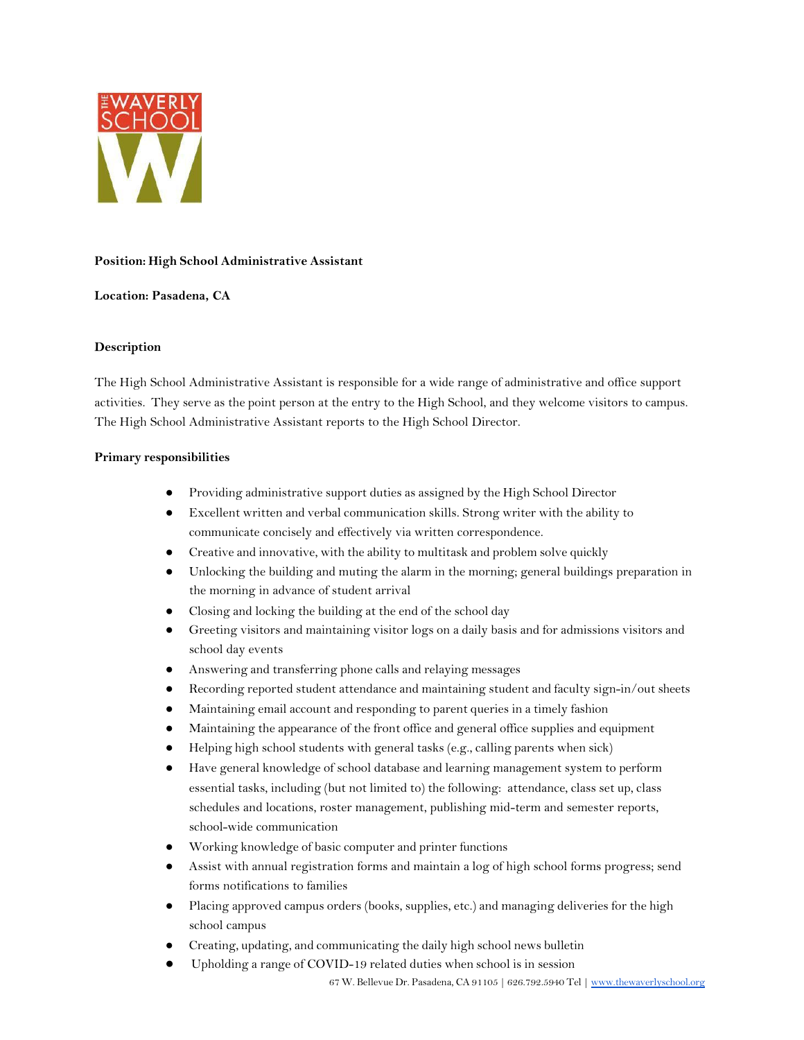**Position: High School Administrative Assistant**

**Location: Pasadena, CA**

**Description**

The High School Administrative Assistant is responsible for a wide range of administrative and office support activities. They serve as the point person at the entry to the High School, and they welcome visitors to campus. The High School Administrative Assistant reports to the High School Director.

**Primary responsibilities**

- Providing administrative support duties as assigned by the High School Director
- Excellent written and verbal communication skills. Strong writer with the ability to communicate concisely and effectively via written correspondence.
- Creative and innovative, with the ability to multitask and problem solve quickly
- Unlocking the building and muting the alarm in the morning; general buildings preparation in the morning in advance of student arrival
- Closing and locking the building at the end of the school day
- Greeting visitors and maintaining visitor logs on a daily basis and for admissions visitors and school day events
- Answering and transferring phone calls and relaying messages
- Recording reported student attendance and maintaining student and faculty sign-in/out sheets
- Maintaining email account and responding to parent queries in a timely fashion
- Maintaining the appearance of the front office and general office supplies and equipment
- Helping high school students with general tasks (e.g., calling parents when sick)
- Have general knowledge of school database and learning management system to perform essential tasks, including (but not limited to) the following: attendance, class set up, class schedules and locations, roster management, publishing mid-term and semester reports, school-wide communication
- Working knowledge of basic computer and printer functions
- Assist with annual registration forms and maintain a log of high school forms progress; send forms notifications to families
- Placing approved campus orders (books, supplies, etc.) and managing deliveries for the high school campus
- Creating, updating, and communicating the daily high school news bulletin
- Upholding a range of COVID-19 related duties when school is in session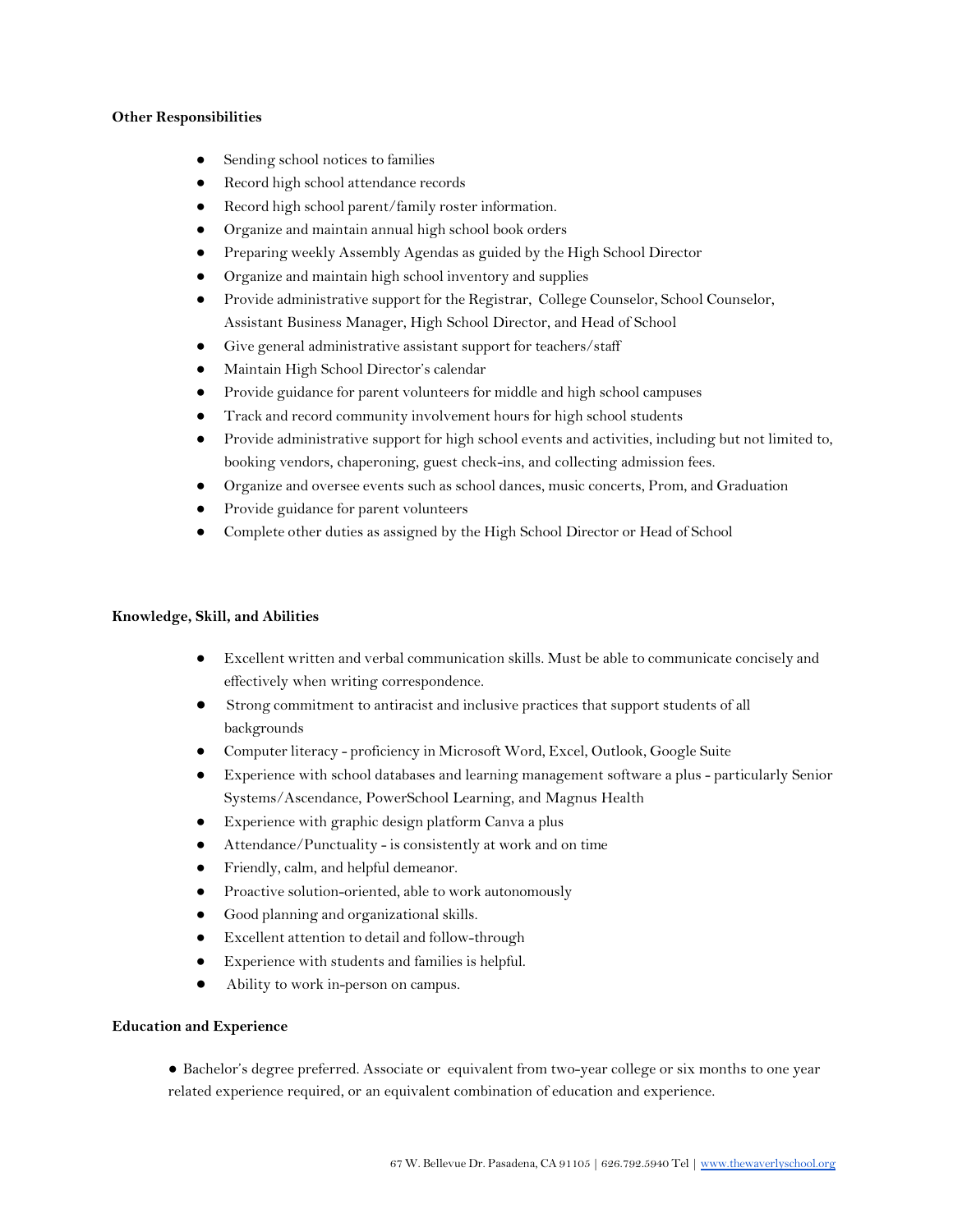**Other Responsibilities**

- Sending school notices to families
- Record high school attendance records
- Record high school parent/family roster information.
- Organize and maintain annual high school book orders
- Preparing weekly Assembly Agendas as guided by the High School Director
- Organize and maintain high school inventory and supplies
- Provide administrative support for the Registrar, College Counselor, School Counselor, Assistant Business Manager, High School Director, and Head of School
- Give general administrative assistant support for teachers/staff
- Maintain High School Director's calendar
- Provide guidance for parent volunteers for middle and high school campuses
- Track and record community involvement hours for high school students
- Provide administrative support for high school events and activities, including but not limited to, booking vendors, chaperoning, guest check-ins, and collecting admission fees.
- Organize and oversee events such as school dances, music concerts, Prom, and Graduation
- Provide guidance for parent volunteers
- Complete other duties as assigned by the High School Director or Head of School

**Knowledge, Skill, and Abilities**

- Excellent written and verbal communication skills. Must be able to communicate concisely and effectively when writing correspondence.
- Strong commitment to antiracist and inclusive practices that support students of all backgrounds
- Computer literacy - proficiency in Microsoft Word, Excel, Outlook, Google Suite
- Experience with school databases and learning management software a plus - particularly Senior Systems/Ascendance, PowerSchool Learning, and Magnus Health
- Experience with graphic design platform Canva a plus
- Attendance/Punctuality - is consistently at work and on time
- Friendly, calm, and helpful demeanor.
- Proactive solution-oriented, able to work autonomously
- Good planning and organizational skills.
- Excellent attention to detail and follow-through
- Experience with students and families is helpful.
- Ability to work in-person on campus.

**Education and Experience**

- Bachelor's degree preferred. Associate or equivalent from two-year college or six months to one year related experience required, or an equivalent combination of education and experience.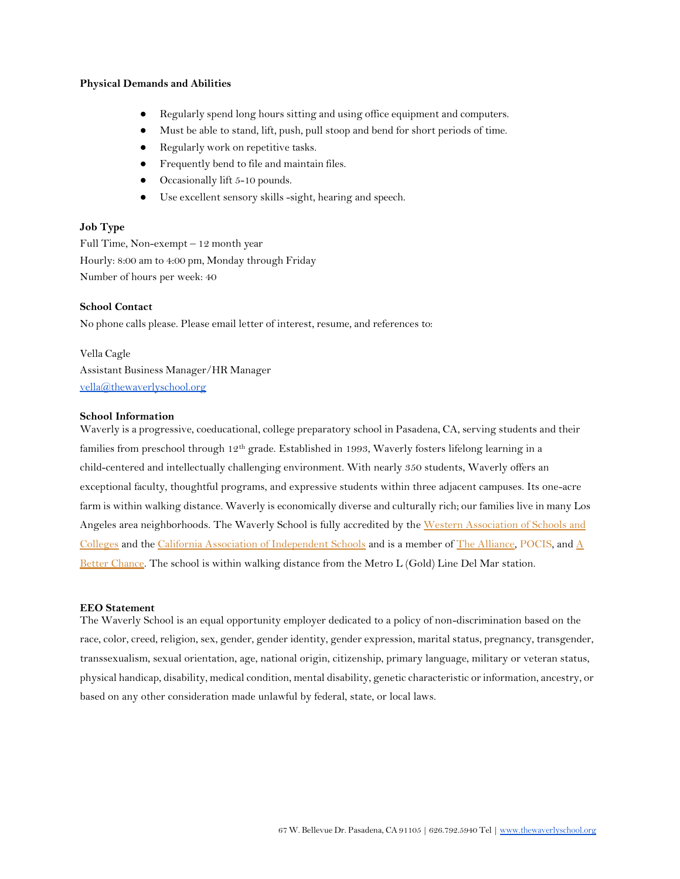**Physical Demands and Abilities**

- Regularly spend long hours sitting and using office equipment and computers.
- Must be able to stand, lift, push, pull stoop and bend for short periods of time.
- Regularly work on repetitive tasks.
- Frequently bend to file and maintain files.
- Occasionally lift 5-10 pounds.
- Use excellent sensory skills -sight, hearing and speech.

**Job Type**

Full Time, Non-exempt – 12 month year
Hourly: 8:00 am to 4:00 pm, Monday through Friday
Number of hours per week: 40

**School Contact**

No phone calls please. Please email letter of interest, resume, and references to:

Vella Cagle
Assistant Business Manager/HR Manager
vella@thewaverlyschool.org

**School Information**

Waverly is a progressive, coeducational, college preparatory school in Pasadena, CA, serving students and their families from preschool through 12th grade. Established in 1993, Waverly fosters lifelong learning in a child-centered and intellectually challenging environment. With nearly 350 students, Waverly offers an exceptional faculty, thoughtful programs, and expressive students within three adjacent campuses. Its one-acre farm is within walking distance. Waverly is economically diverse and culturally rich; our families live in many Los Angeles area neighborhoods. The Waverly School is fully accredited by the Western Association of Schools and Colleges and the California Association of Independent Schools and is a member of The Alliance, POCIS, and A Better Chance. The school is within walking distance from the Metro L (Gold) Line Del Mar station.

**EEO Statement**

The Waverly School is an equal opportunity employer dedicated to a policy of non-discrimination based on the race, color, creed, religion, sex, gender, gender identity, gender expression, marital status, pregnancy, transgender, transsexualism, sexual orientation, age, national origin, citizenship, primary language, military or veteran status, physical handicap, disability, medical condition, mental disability, genetic characteristic or information, ancestry, or based on any other consideration made unlawful by federal, state, or local laws.